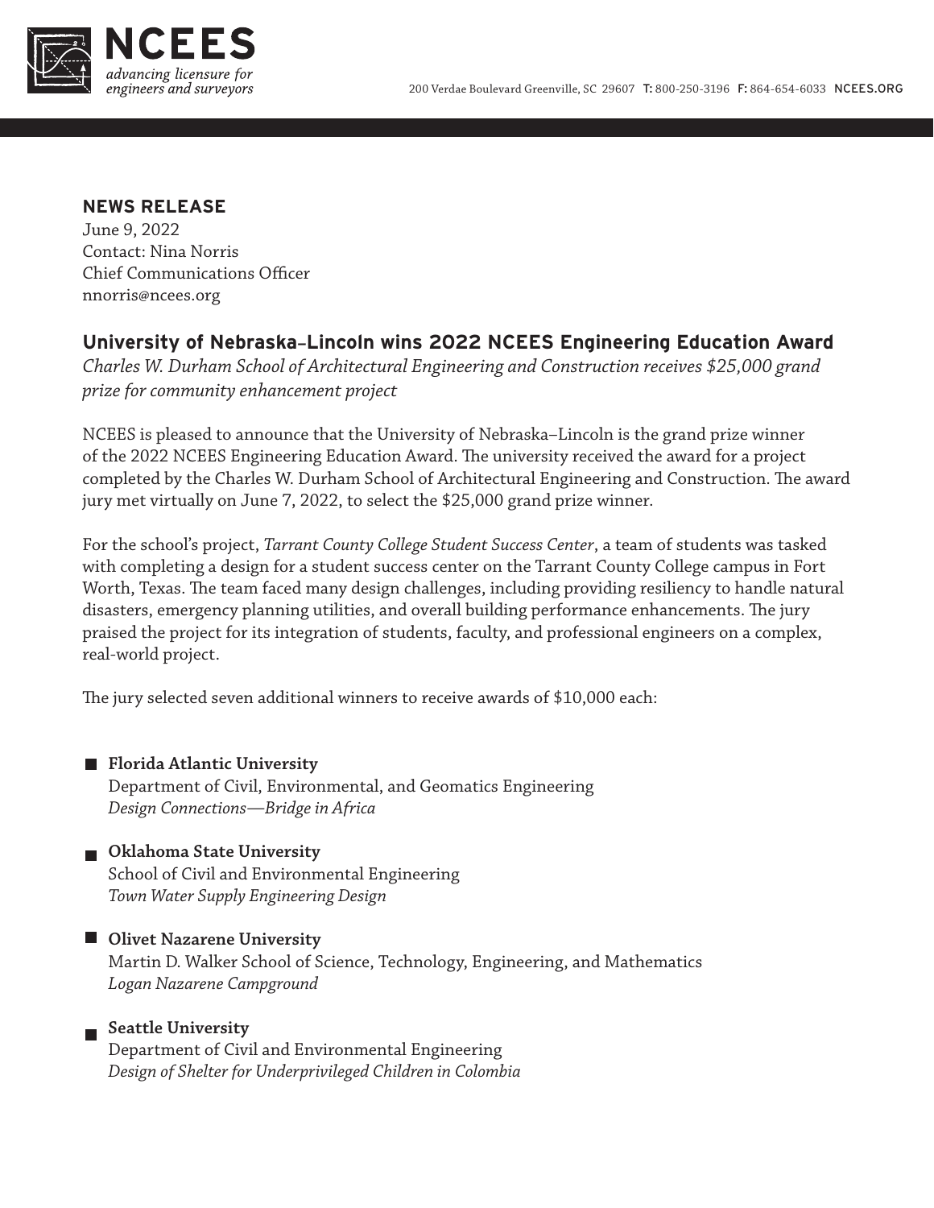**NEWS RELEASE**
June 9, 2022
Contact: Nina Norris
Chief Communications Officer
nnorris@ncees.org

## University of Nebraska–Lincoln wins 2022 NCEES Engineering Education Award

*Charles W. Durham School of Architectural Engineering and Construction receives $25,000 grand prize for community enhancement project*

NCEES is pleased to announce that the University of Nebraska–Lincoln is the grand prize winner of the 2022 NCEES Engineering Education Award. The university received the award for a project completed by the Charles W. Durham School of Architectural Engineering and Construction. The award jury met virtually on June 7, 2022, to select the $25,000 grand prize winner.

For the school's project, *Tarrant County College Student Success Center*, a team of students was tasked with completing a design for a student success center on the Tarrant County College campus in Fort Worth, Texas. The team faced many design challenges, including providing resiliency to handle natural disasters, emergency planning utilities, and overall building performance enhancements. The jury praised the project for its integration of students, faculty, and professional engineers on a complex, real-world project.

The jury selected seven additional winners to receive awards of $10,000 each:

- **Florida Atlantic University**
  Department of Civil, Environmental, and Geomatics Engineering
  *Design Connections—Bridge in Africa*

- **Oklahoma State University**
  School of Civil and Environmental Engineering
  *Town Water Supply Engineering Design*

- **Olivet Nazarene University**
  Martin D. Walker School of Science, Technology, Engineering, and Mathematics
  *Logan Nazarene Campground*

- **Seattle University**
  Department of Civil and Environmental Engineering
  *Design of Shelter for Underprivileged Children in Colombia*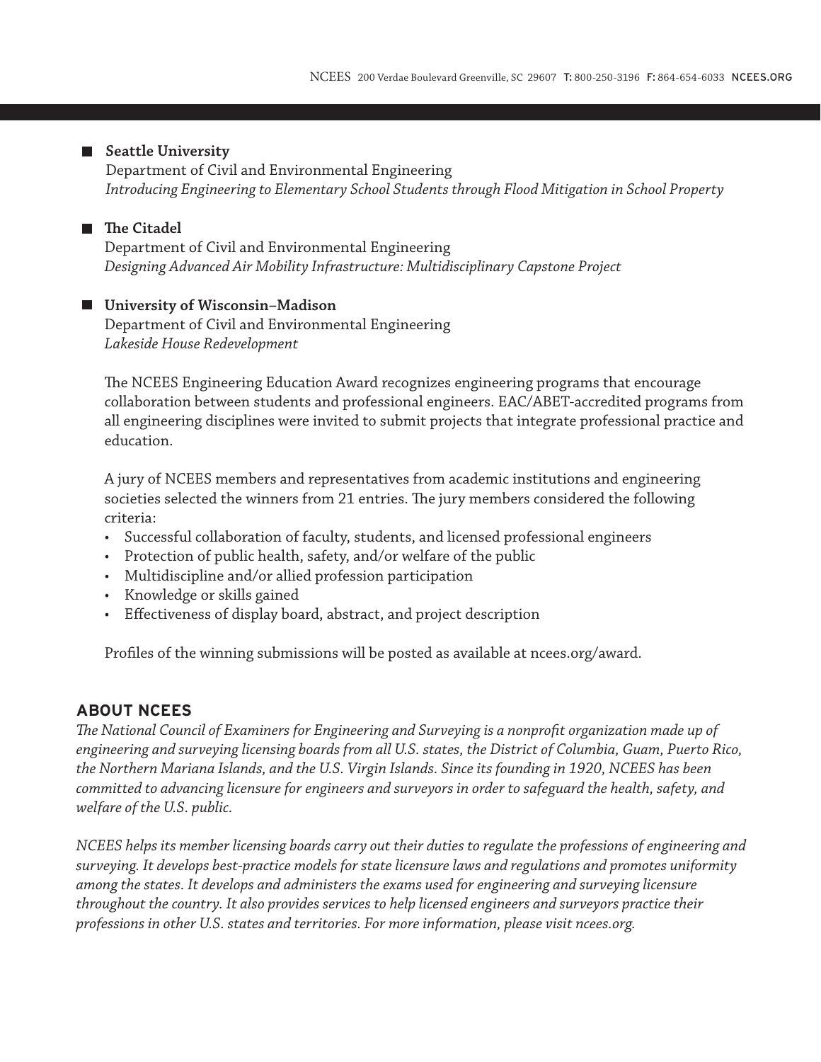- **Seattle University**
  Department of Civil and Environmental Engineering
  *Introducing Engineering to Elementary School Students through Flood Mitigation in School Property*

- **The Citadel**
  Department of Civil and Environmental Engineering
  *Designing Advanced Air Mobility Infrastructure: Multidisciplinary Capstone Project*

- **University of Wisconsin–Madison**
  Department of Civil and Environmental Engineering
  *Lakeside House Redevelopment*

The NCEES Engineering Education Award recognizes engineering programs that encourage collaboration between students and professional engineers. EAC/ABET-accredited programs from all engineering disciplines were invited to submit projects that integrate professional practice and education.

A jury of NCEES members and representatives from academic institutions and engineering societies selected the winners from 21 entries. The jury members considered the following criteria:

- Successful collaboration of faculty, students, and licensed professional engineers
- Protection of public health, safety, and/or welfare of the public
- Multidiscipline and/or allied profession participation
- Knowledge or skills gained
- Effectiveness of display board, abstract, and project description

Profiles of the winning submissions will be posted as available at ncees.org/award.

## ABOUT NCEES

*The National Council of Examiners for Engineering and Surveying is a nonprofit organization made up of engineering and surveying licensing boards from all U.S. states, the District of Columbia, Guam, Puerto Rico, the Northern Mariana Islands, and the U.S. Virgin Islands. Since its founding in 1920, NCEES has been committed to advancing licensure for engineers and surveyors in order to safeguard the health, safety, and welfare of the U.S. public.*

*NCEES helps its member licensing boards carry out their duties to regulate the professions of engineering and surveying. It develops best-practice models for state licensure laws and regulations and promotes uniformity among the states. It develops and administers the exams used for engineering and surveying licensure throughout the country. It also provides services to help licensed engineers and surveyors practice their professions in other U.S. states and territories. For more information, please visit ncees.org.*